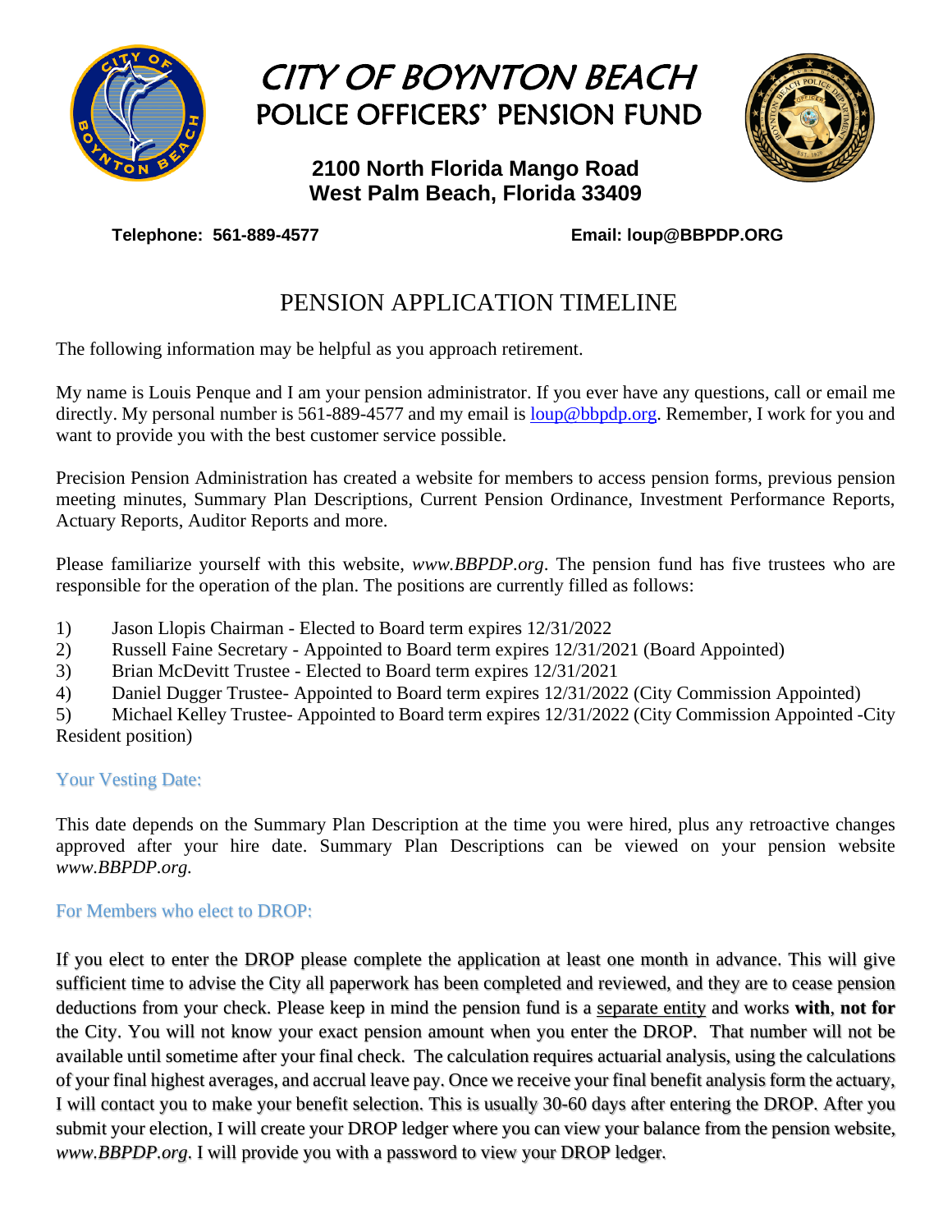# CITY OF BOYNTON BEACH
## POLICE OFFICERS' PENSION FUND

**2100 North Florida Mango Road**
**West Palm Beach, Florida 33409**

**Telephone: 561-889-4577** **Email: loup@BBPDP.ORG**

## PENSION APPLICATION TIMELINE

The following information may be helpful as you approach retirement.

My name is Louis Penque and I am your pension administrator. If you ever have any questions, call or email me directly. My personal number is 561-889-4577 and my email is loup@bbpdp.org. Remember, I work for you and want to provide you with the best customer service possible.

Precision Pension Administration has created a website for members to access pension forms, previous pension meeting minutes, Summary Plan Descriptions, Current Pension Ordinance, Investment Performance Reports, Actuary Reports, Auditor Reports and more.

Please familiarize yourself with this website, *www.BBPDP.org*. The pension fund has five trustees who are responsible for the operation of the plan. The positions are currently filled as follows:

1) Jason Llopis Chairman - Elected to Board term expires 12/31/2022
2) Russell Faine Secretary - Appointed to Board term expires 12/31/2021 (Board Appointed)
3) Brian McDevitt Trustee - Elected to Board term expires 12/31/2021
4) Daniel Dugger Trustee- Appointed to Board term expires 12/31/2022 (City Commission Appointed)
5) Michael Kelley Trustee- Appointed to Board term expires 12/31/2022 (City Commission Appointed -City Resident position)

### Your Vesting Date:

This date depends on the Summary Plan Description at the time you were hired, plus any retroactive changes approved after your hire date. Summary Plan Descriptions can be viewed on your pension website *www.BBPDP.org.*

### For Members who elect to DROP:

If you elect to enter the DROP please complete the application at least one month in advance. This will give sufficient time to advise the City all paperwork has been completed and reviewed, and they are to cease pension deductions from your check. Please keep in mind the pension fund is a separate entity and works **with**, **not for** the City. You will not know your exact pension amount when you enter the DROP. That number will not be available until sometime after your final check. The calculation requires actuarial analysis, using the calculations of your final highest averages, and accrual leave pay. Once we receive your final benefit analysis form the actuary, I will contact you to make your benefit selection. This is usually 30-60 days after entering the DROP. After you submit your election, I will create your DROP ledger where you can view your balance from the pension website, *www.BBPDP.org*. I will provide you with a password to view your DROP ledger.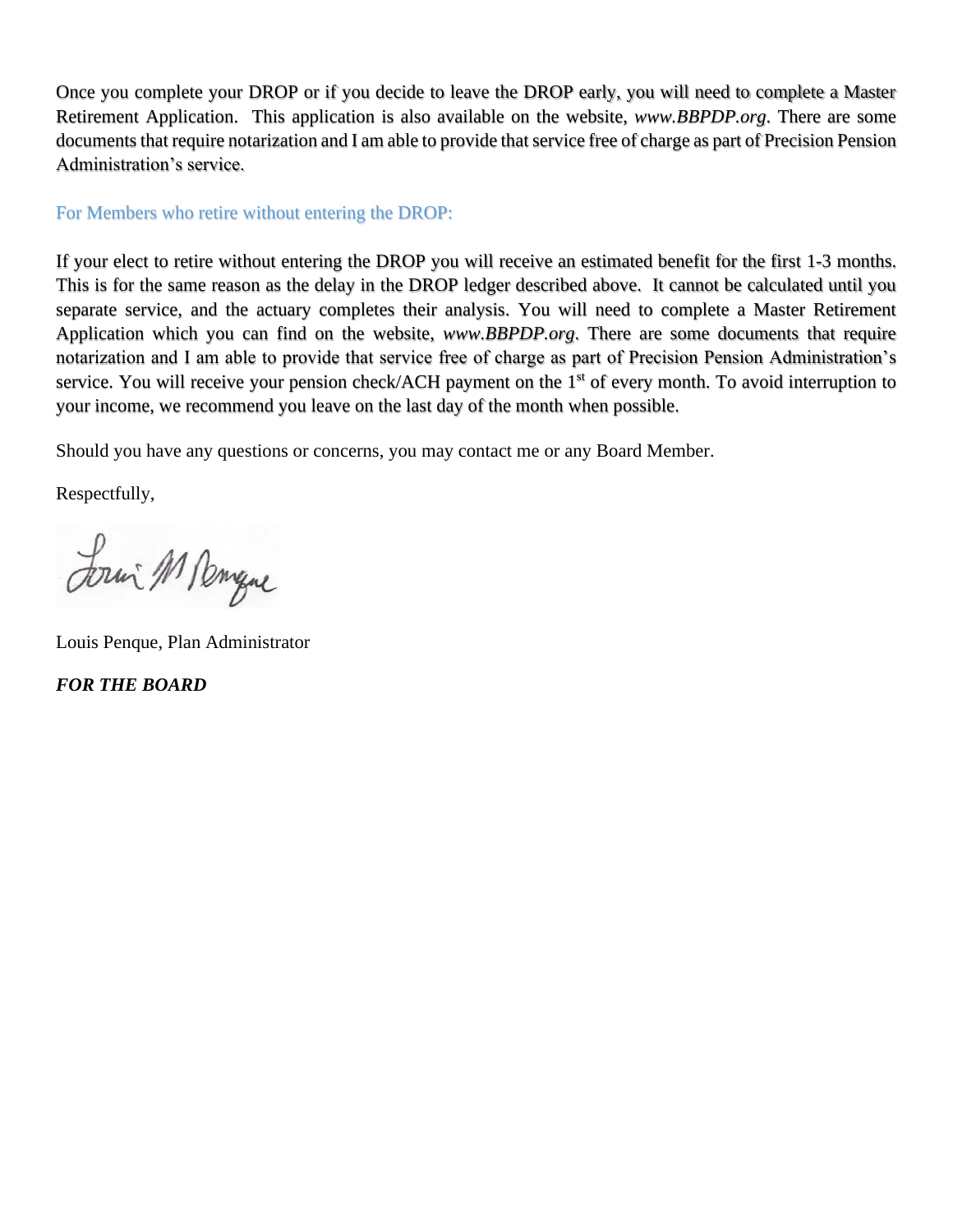Once you complete your DROP or if you decide to leave the DROP early, you will need to complete a Master Retirement Application. This application is also available on the website, *www.BBPDP.org*. There are some documents that require notarization and I am able to provide that service free of charge as part of Precision Pension Administration's service.

### For Members who retire without entering the DROP:

If your elect to retire without entering the DROP you will receive an estimated benefit for the first 1-3 months. This is for the same reason as the delay in the DROP ledger described above. It cannot be calculated until you separate service, and the actuary completes their analysis. You will need to complete a Master Retirement Application which you can find on the website, *www.BBPDP.org*. There are some documents that require notarization and I am able to provide that service free of charge as part of Precision Pension Administration's service. You will receive your pension check/ACH payment on the 1st of every month. To avoid interruption to your income, we recommend you leave on the last day of the month when possible.

Should you have any questions or concerns, you may contact me or any Board Member.

Respectfully,

Louis Penque, Plan Administrator

***FOR THE BOARD***